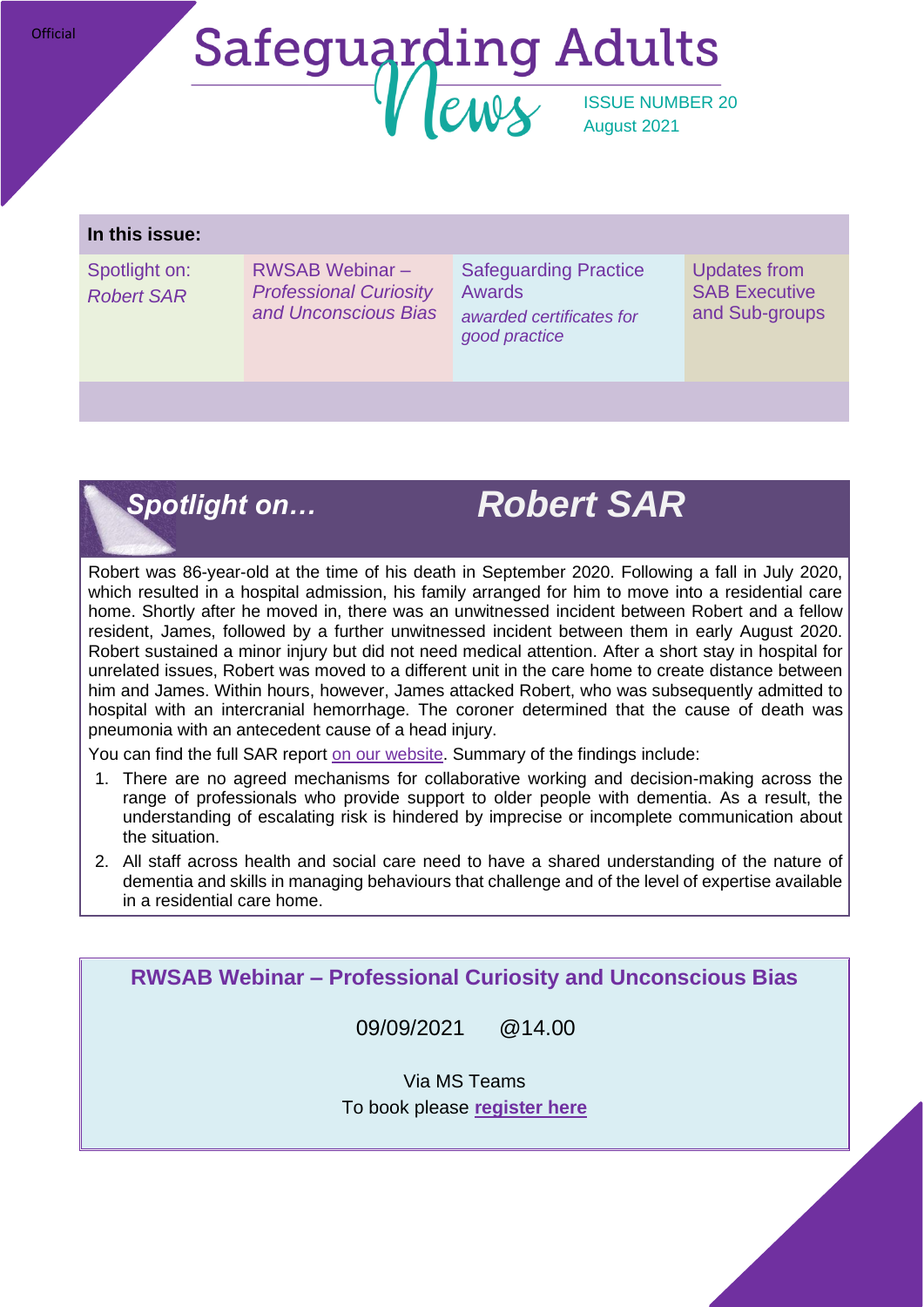Official

# Safeguarding Adults News

ISSUE NUMBER 20
August 2021

| In this issue: | | | |
|---|---|---|---|
| Spotlight on: *Robert SAR* | RWSAB Webinar – *Professional Curiosity and Unconscious Bias* | Safeguarding Practice Awards *awarded certificates for good practice* | Updates from SAB Executive and Sub-groups |

## *Spotlight on…* *Robert SAR*

Robert was 86-year-old at the time of his death in September 2020. Following a fall in July 2020, which resulted in a hospital admission, his family arranged for him to move into a residential care home. Shortly after he moved in, there was an unwitnessed incident between Robert and a fellow resident, James, followed by a further unwitnessed incident between them in early August 2020. Robert sustained a minor injury but did not need medical attention. After a short stay in hospital for unrelated issues, Robert was moved to a different unit in the care home to create distance between him and James. Within hours, however, James attacked Robert, who was subsequently admitted to hospital with an intercranial hemorrhage. The coroner determined that the cause of death was pneumonia with an antecedent cause of a head injury.

You can find the full SAR report on our website. Summary of the findings include:

1. There are no agreed mechanisms for collaborative working and decision-making across the range of professionals who provide support to older people with dementia. As a result, the understanding of escalating risk is hindered by imprecise or incomplete communication about the situation.
2. All staff across health and social care need to have a shared understanding of the nature of dementia and skills in managing behaviours that challenge and of the level of expertise available in a residential care home.

## RWSAB Webinar – Professional Curiosity and Unconscious Bias

09/09/2021 @14.00

Via MS Teams

To book please **register here**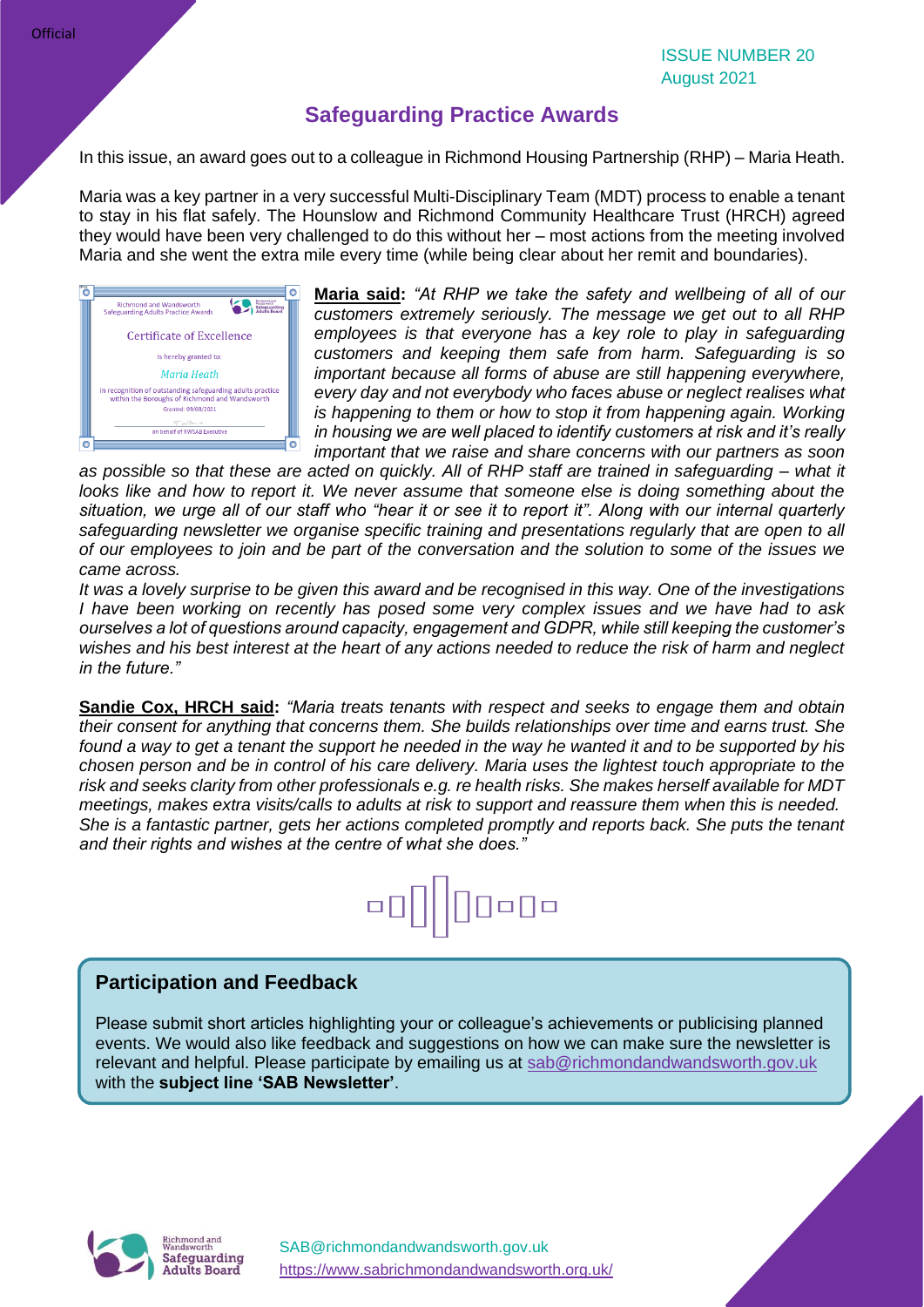## Safeguarding Practice Awards

In this issue, an award goes out to a colleague in Richmond Housing Partnership (RHP) – Maria Heath.

Maria was a key partner in a very successful Multi-Disciplinary Team (MDT) process to enable a tenant to stay in his flat safely. The Hounslow and Richmond Community Healthcare Trust (HRCH) agreed they would have been very challenged to do this without her – most actions from the meeting involved Maria and she went the extra mile every time (while being clear about her remit and boundaries).

**Maria said:** *"At RHP we take the safety and wellbeing of all of our customers extremely seriously. The message we get out to all RHP employees is that everyone has a key role to play in safeguarding customers and keeping them safe from harm. Safeguarding is so important because all forms of abuse are still happening everywhere, every day and not everybody who faces abuse or neglect realises what is happening to them or how to stop it from happening again. Working in housing we are well placed to identify customers at risk and it's really important that we raise and share concerns with our partners as soon as possible so that these are acted on quickly. All of RHP staff are trained in safeguarding – what it looks like and how to report it. We never assume that someone else is doing something about the situation, we urge all of our staff who "hear it or see it to report it". Along with our internal quarterly safeguarding newsletter we organise specific training and presentations regularly that are open to all of our employees to join and be part of the conversation and the solution to some of the issues we came across.*

*It was a lovely surprise to be given this award and be recognised in this way. One of the investigations I have been working on recently has posed some very complex issues and we have had to ask ourselves a lot of questions around capacity, engagement and GDPR, while still keeping the customer's wishes and his best interest at the heart of any actions needed to reduce the risk of harm and neglect in the future."*

**Sandie Cox, HRCH said:** *"Maria treats tenants with respect and seeks to engage them and obtain their consent for anything that concerns them. She builds relationships over time and earns trust. She found a way to get a tenant the support he needed in the way he wanted it and to be supported by his chosen person and be in control of his care delivery. Maria uses the lightest touch appropriate to the risk and seeks clarity from other professionals e.g. re health risks. She makes herself available for MDT meetings, makes extra visits/calls to adults at risk to support and reassure them when this is needed. She is a fantastic partner, gets her actions completed promptly and reports back. She puts the tenant and their rights and wishes at the centre of what she does."*

### Participation and Feedback

Please submit short articles highlighting your or colleague's achievements or publicising planned events. We would also like feedback and suggestions on how we can make sure the newsletter is relevant and helpful. Please participate by emailing us at sab@richmondandwandsworth.gov.uk with the **subject line 'SAB Newsletter'**.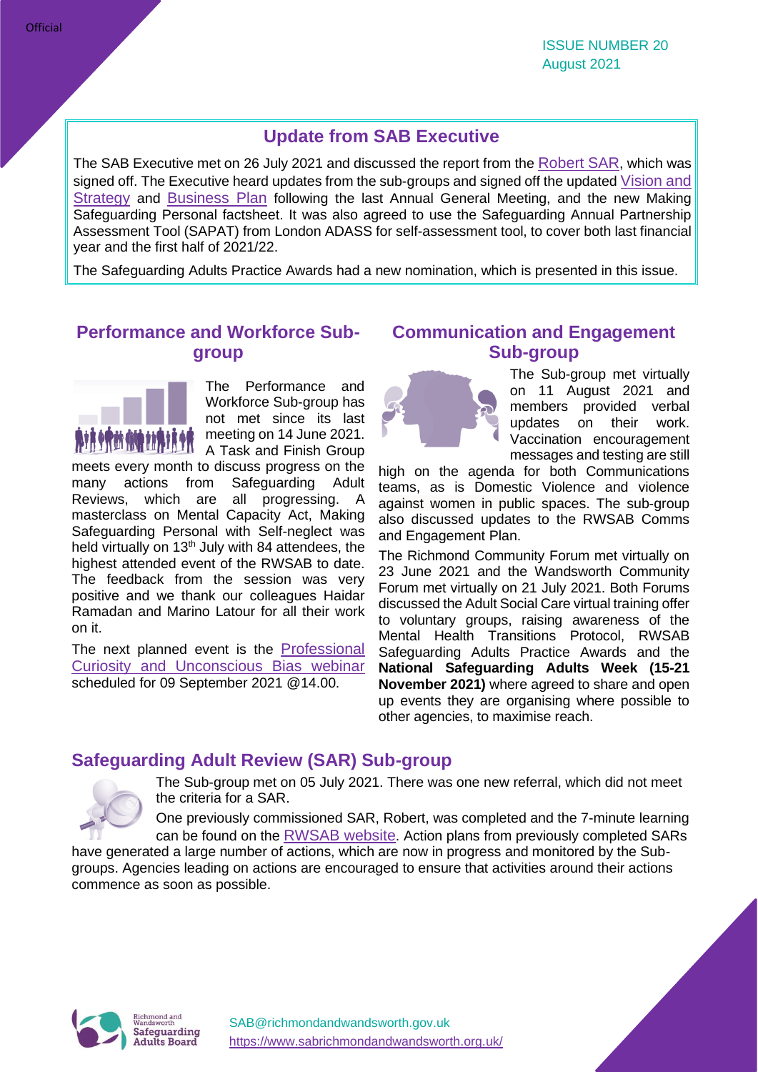ISSUE NUMBER 20
August 2021

## Update from SAB Executive

The SAB Executive met on 26 July 2021 and discussed the report from the Robert SAR, which was signed off. The Executive heard updates from the sub-groups and signed off the updated Vision and Strategy and Business Plan following the last Annual General Meeting, and the new Making Safeguarding Personal factsheet. It was also agreed to use the Safeguarding Annual Partnership Assessment Tool (SAPAT) from London ADASS for self-assessment tool, to cover both last financial year and the first half of 2021/22.

The Safeguarding Adults Practice Awards had a new nomination, which is presented in this issue.

## Performance and Workforce Sub-group

The Performance and Workforce Sub-group has not met since its last meeting on 14 June 2021. A Task and Finish Group meets every month to discuss progress on the many actions from Safeguarding Adult Reviews, which are all progressing. A masterclass on Mental Capacity Act, Making Safeguarding Personal with Self-neglect was held virtually on 13th July with 84 attendees, the highest attended event of the RWSAB to date. The feedback from the session was very positive and we thank our colleagues Haidar Ramadan and Marino Latour for all their work on it.

The next planned event is the Professional Curiosity and Unconscious Bias webinar scheduled for 09 September 2021 @14.00.

## Communication and Engagement Sub-group

The Sub-group met virtually on 11 August 2021 and members provided verbal updates on their work. Vaccination encouragement messages and testing are still high on the agenda for both Communications teams, as is Domestic Violence and violence against women in public spaces. The sub-group also discussed updates to the RWSAB Comms and Engagement Plan.

The Richmond Community Forum met virtually on 23 June 2021 and the Wandsworth Community Forum met virtually on 21 July 2021. Both Forums discussed the Adult Social Care virtual training offer to voluntary groups, raising awareness of the Mental Health Transitions Protocol, RWSAB Safeguarding Adults Practice Awards and the **National Safeguarding Adults Week (15-21 November 2021)** where agreed to share and open up events they are organising where possible to other agencies, to maximise reach.

## Safeguarding Adult Review (SAR) Sub-group

The Sub-group met on 05 July 2021. There was one new referral, which did not meet the criteria for a SAR.

One previously commissioned SAR, Robert, was completed and the 7-minute learning can be found on the RWSAB website. Action plans from previously completed SARs have generated a large number of actions, which are now in progress and monitored by the Sub-groups. Agencies leading on actions are encouraged to ensure that activities around their actions commence as soon as possible.

Richmond and Wandsworth Safeguarding Adults Board

SAB@richmondandwandsworth.gov.uk
https://www.sabrichmondandwandsworth.org.uk/